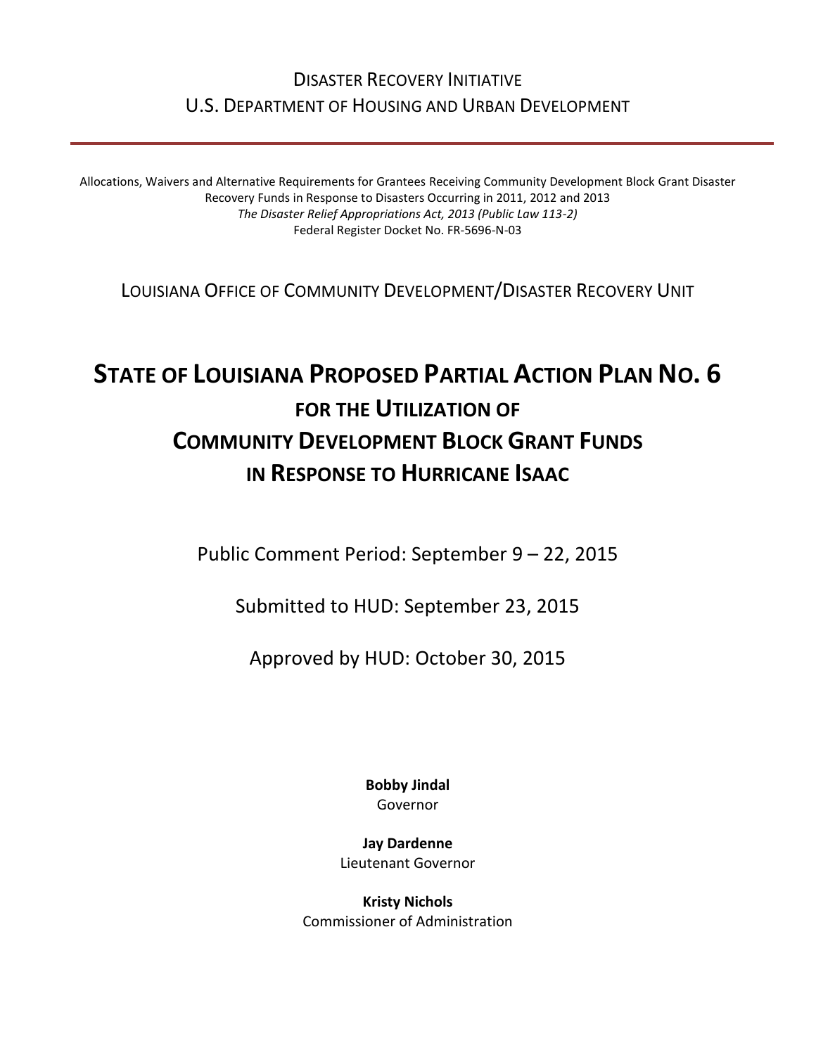Disaster Recovery Initiative
U.S. Department of Housing and Urban Development

---

Allocations, Waivers and Alternative Requirements for Grantees Receiving Community Development Block Grant Disaster Recovery Funds in Response to Disasters Occurring in 2011, 2012 and 2013
*The Disaster Relief Appropriations Act, 2013 (Public Law 113-2)*
Federal Register Docket No. FR-5696-N-03

Louisiana Office of Community Development/Disaster Recovery Unit

# State of Louisiana Proposed Partial Action Plan No. 6 for the Utilization of Community Development Block Grant Funds in Response to Hurricane Isaac

Public Comment Period: September 9 – 22, 2015

Submitted to HUD: September 23, 2015

Approved by HUD: October 30, 2015

**Bobby Jindal**
Governor

**Jay Dardenne**
Lieutenant Governor

**Kristy Nichols**
Commissioner of Administration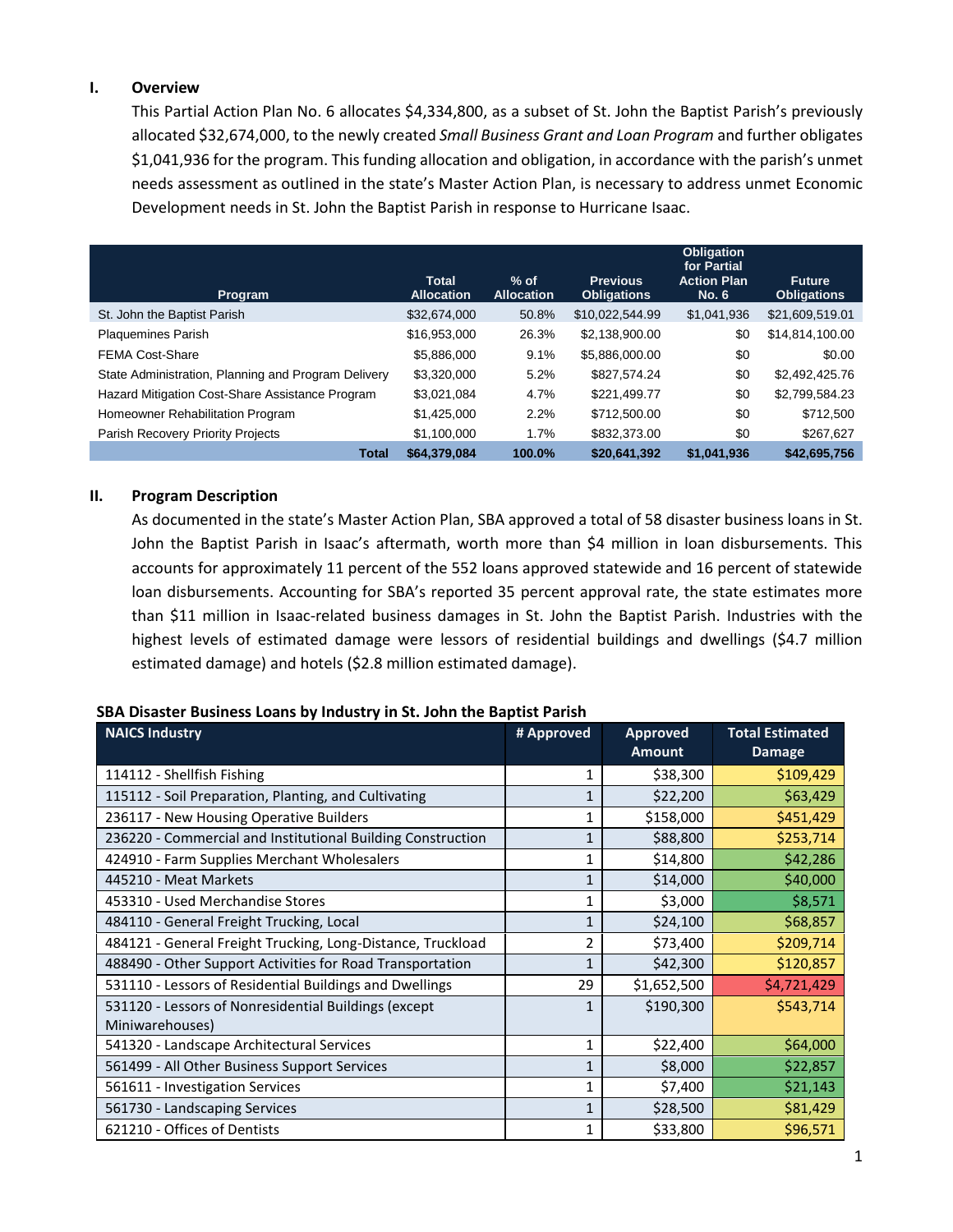## I. Overview

This Partial Action Plan No. 6 allocates $4,334,800, as a subset of St. John the Baptist Parish's previously allocated $32,674,000, to the newly created *Small Business Grant and Loan Program* and further obligates $1,041,936 for the program. This funding allocation and obligation, in accordance with the parish's unmet needs assessment as outlined in the state's Master Action Plan, is necessary to address unmet Economic Development needs in St. John the Baptist Parish in response to Hurricane Isaac.

| Program | Total Allocation | % of Allocation | Previous Obligations | Obligation for Partial Action Plan No. 6 | Future Obligations |
|---|---|---|---|---|---|
| St. John the Baptist Parish | $32,674,000 | 50.8% | $10,022,544.99 | $1,041,936 | $21,609,519.01 |
| Plaquemines Parish | $16,953,000 | 26.3% | $2,138,900.00 | $0 | $14,814,100.00 |
| FEMA Cost-Share | $5,886,000 | 9.1% | $5,886,000.00 | $0 | $0.00 |
| State Administration, Planning and Program Delivery | $3,320,000 | 5.2% | $827,574.24 | $0 | $2,492,425.76 |
| Hazard Mitigation Cost-Share Assistance Program | $3,021,084 | 4.7% | $221,499.77 | $0 | $2,799,584.23 |
| Homeowner Rehabilitation Program | $1,425,000 | 2.2% | $712,500.00 | $0 | $712,500 |
| Parish Recovery Priority Projects | $1,100,000 | 1.7% | $832,373.00 | $0 | $267,627 |
| **Total** | **$64,379,084** | **100.0%** | **$20,641,392** | **$1,041,936** | **$42,695,756** |

## II. Program Description

As documented in the state's Master Action Plan, SBA approved a total of 58 disaster business loans in St. John the Baptist Parish in Isaac's aftermath, worth more than $4 million in loan disbursements. This accounts for approximately 11 percent of the 552 loans approved statewide and 16 percent of statewide loan disbursements. Accounting for SBA's reported 35 percent approval rate, the state estimates more than $11 million in Isaac-related business damages in St. John the Baptist Parish. Industries with the highest levels of estimated damage were lessors of residential buildings and dwellings ($4.7 million estimated damage) and hotels ($2.8 million estimated damage).

**SBA Disaster Business Loans by Industry in St. John the Baptist Parish**

| NAICS Industry | # Approved | Approved Amount | Total Estimated Damage |
|---|---|---|---|
| 114112 - Shellfish Fishing | 1 | $38,300 | $109,429 |
| 115112 - Soil Preparation, Planting, and Cultivating | 1 | $22,200 | $63,429 |
| 236117 - New Housing Operative Builders | 1 | $158,000 | $451,429 |
| 236220 - Commercial and Institutional Building Construction | 1 | $88,800 | $253,714 |
| 424910 - Farm Supplies Merchant Wholesalers | 1 | $14,800 | $42,286 |
| 445210 - Meat Markets | 1 | $14,000 | $40,000 |
| 453310 - Used Merchandise Stores | 1 | $3,000 | $8,571 |
| 484110 - General Freight Trucking, Local | 1 | $24,100 | $68,857 |
| 484121 - General Freight Trucking, Long-Distance, Truckload | 2 | $73,400 | $209,714 |
| 488490 - Other Support Activities for Road Transportation | 1 | $42,300 | $120,857 |
| 531110 - Lessors of Residential Buildings and Dwellings | 29 | $1,652,500 | $4,721,429 |
| 531120 - Lessors of Nonresidential Buildings (except Miniwarehouses) | 1 | $190,300 | $543,714 |
| 541320 - Landscape Architectural Services | 1 | $22,400 | $64,000 |
| 561499 - All Other Business Support Services | 1 | $8,000 | $22,857 |
| 561611 - Investigation Services | 1 | $7,400 | $21,143 |
| 561730 - Landscaping Services | 1 | $28,500 | $81,429 |
| 621210 - Offices of Dentists | 1 | $33,800 | $96,571 |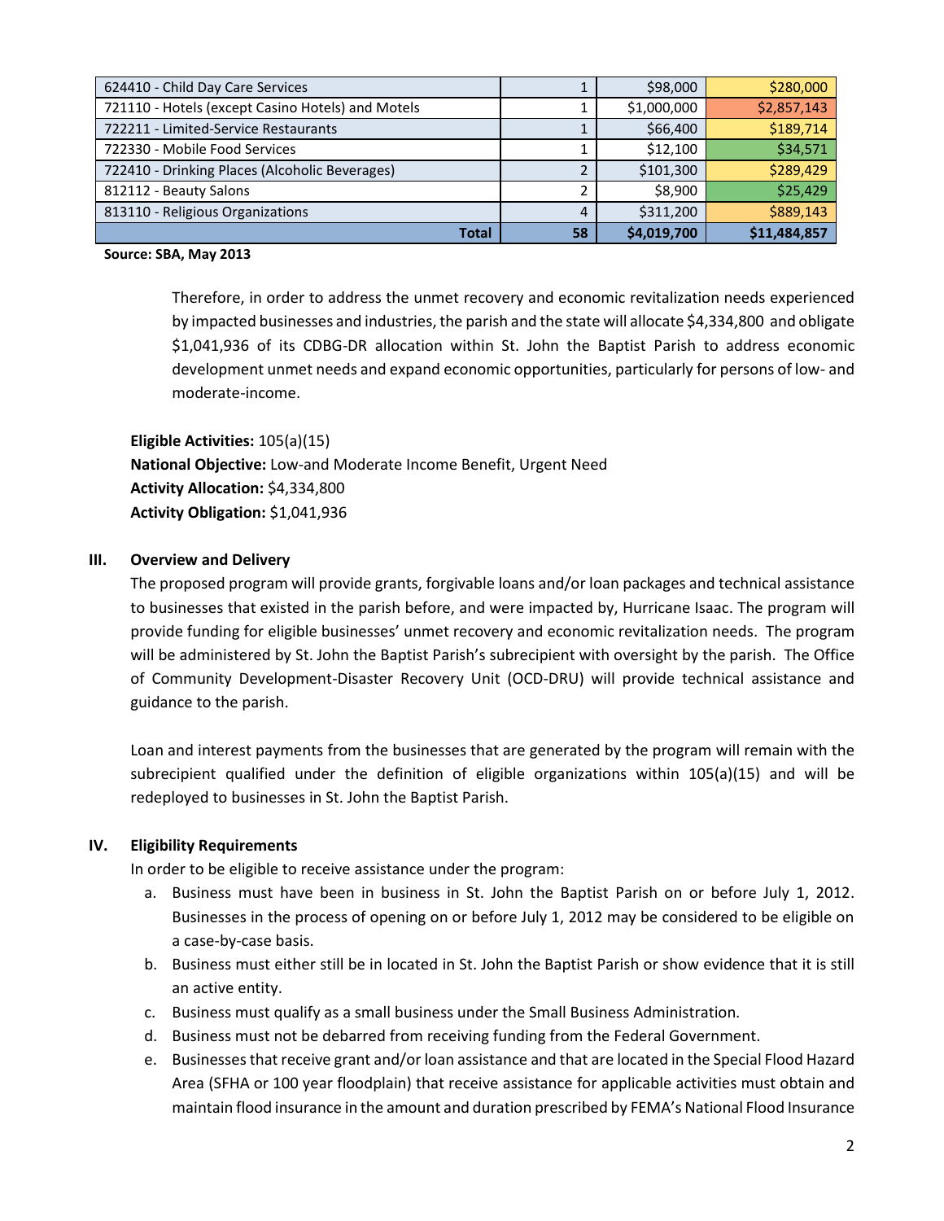| | | | |
|---|---|---|---|
| 624410 - Child Day Care Services | 1 | $98,000 | $280,000 |
| 721110 - Hotels (except Casino Hotels) and Motels | 1 | $1,000,000 | $2,857,143 |
| 722211 - Limited-Service Restaurants | 1 | $66,400 | $189,714 |
| 722330 - Mobile Food Services | 1 | $12,100 | $34,571 |
| 722410 - Drinking Places (Alcoholic Beverages) | 2 | $101,300 | $289,429 |
| 812112 - Beauty Salons | 2 | $8,900 | $25,429 |
| 813110 - Religious Organizations | 4 | $311,200 | $889,143 |
| **Total** | **58** | **$4,019,700** | **$11,484,857** |

**Source: SBA, May 2013**

Therefore, in order to address the unmet recovery and economic revitalization needs experienced by impacted businesses and industries, the parish and the state will allocate $4,334,800 and obligate $1,041,936 of its CDBG-DR allocation within St. John the Baptist Parish to address economic development unmet needs and expand economic opportunities, particularly for persons of low- and moderate-income.

**Eligible Activities:** 105(a)(15)
**National Objective:** Low-and Moderate Income Benefit, Urgent Need
**Activity Allocation:** $4,334,800
**Activity Obligation:** $1,041,936

## III. Overview and Delivery

The proposed program will provide grants, forgivable loans and/or loan packages and technical assistance to businesses that existed in the parish before, and were impacted by, Hurricane Isaac. The program will provide funding for eligible businesses' unmet recovery and economic revitalization needs. The program will be administered by St. John the Baptist Parish's subrecipient with oversight by the parish. The Office of Community Development-Disaster Recovery Unit (OCD-DRU) will provide technical assistance and guidance to the parish.

Loan and interest payments from the businesses that are generated by the program will remain with the subrecipient qualified under the definition of eligible organizations within 105(a)(15) and will be redeployed to businesses in St. John the Baptist Parish.

## IV. Eligibility Requirements

In order to be eligible to receive assistance under the program:

a. Business must have been in business in St. John the Baptist Parish on or before July 1, 2012. Businesses in the process of opening on or before July 1, 2012 may be considered to be eligible on a case-by-case basis.
b. Business must either still be in located in St. John the Baptist Parish or show evidence that it is still an active entity.
c. Business must qualify as a small business under the Small Business Administration.
d. Business must not be debarred from receiving funding from the Federal Government.
e. Businesses that receive grant and/or loan assistance and that are located in the Special Flood Hazard Area (SFHA or 100 year floodplain) that receive assistance for applicable activities must obtain and maintain flood insurance in the amount and duration prescribed by FEMA's National Flood Insurance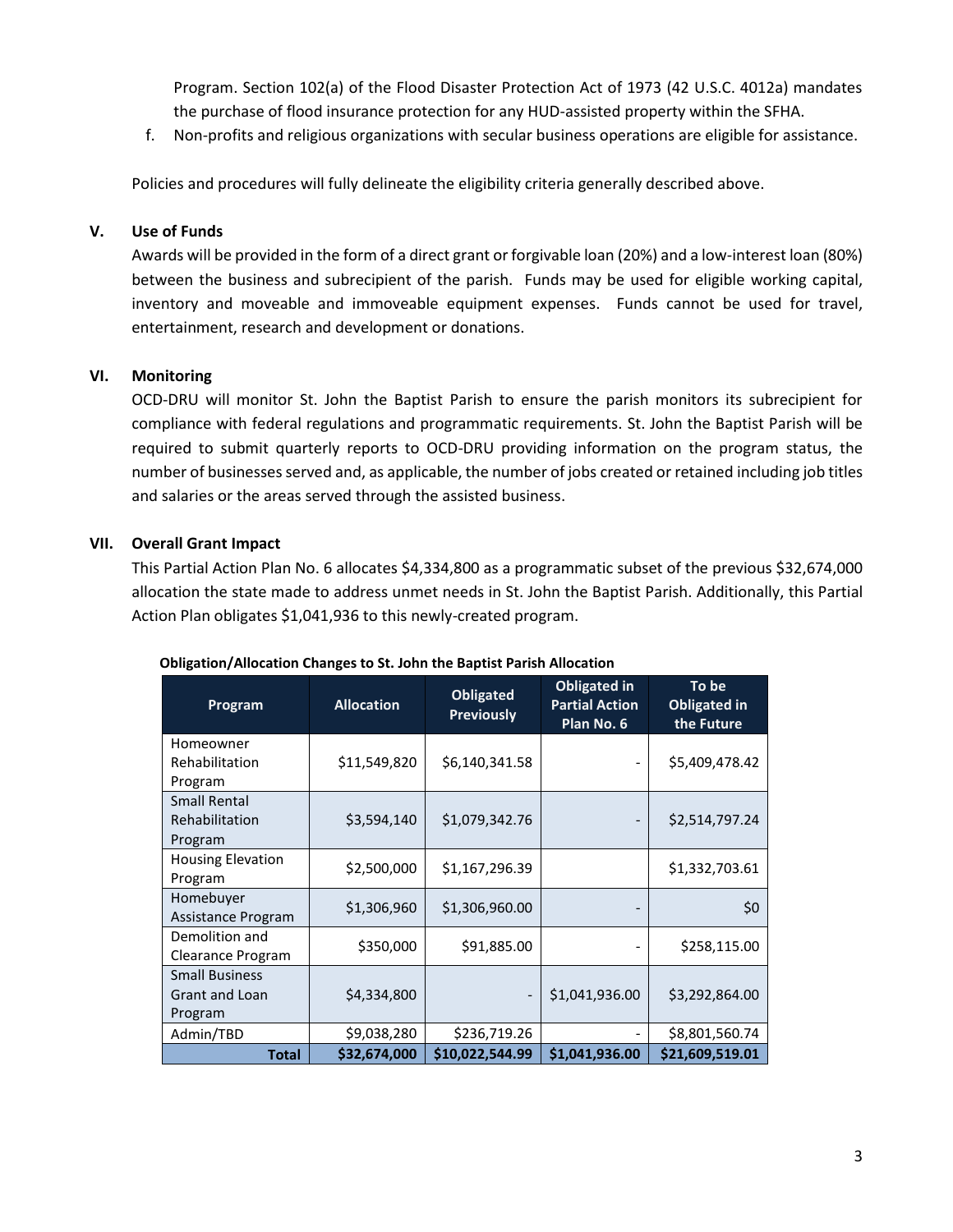Program. Section 102(a) of the Flood Disaster Protection Act of 1973 (42 U.S.C. 4012a) mandates the purchase of flood insurance protection for any HUD-assisted property within the SFHA.

f. Non-profits and religious organizations with secular business operations are eligible for assistance.

Policies and procedures will fully delineate the eligibility criteria generally described above.

## V. Use of Funds

Awards will be provided in the form of a direct grant or forgivable loan (20%) and a low-interest loan (80%) between the business and subrecipient of the parish. Funds may be used for eligible working capital, inventory and moveable and immoveable equipment expenses. Funds cannot be used for travel, entertainment, research and development or donations.

## VI. Monitoring

OCD-DRU will monitor St. John the Baptist Parish to ensure the parish monitors its subrecipient for compliance with federal regulations and programmatic requirements. St. John the Baptist Parish will be required to submit quarterly reports to OCD-DRU providing information on the program status, the number of businesses served and, as applicable, the number of jobs created or retained including job titles and salaries or the areas served through the assisted business.

## VII. Overall Grant Impact

This Partial Action Plan No. 6 allocates $4,334,800 as a programmatic subset of the previous $32,674,000 allocation the state made to address unmet needs in St. John the Baptist Parish. Additionally, this Partial Action Plan obligates $1,041,936 to this newly-created program.

**Obligation/Allocation Changes to St. John the Baptist Parish Allocation**

| Program | Allocation | Obligated Previously | Obligated in Partial Action Plan No. 6 | To be Obligated in the Future |
|---|---|---|---|---|
| Homeowner Rehabilitation Program | $11,549,820 | $6,140,341.58 | - | $5,409,478.42 |
| Small Rental Rehabilitation Program | $3,594,140 | $1,079,342.76 | - | $2,514,797.24 |
| Housing Elevation Program | $2,500,000 | $1,167,296.39 | | $1,332,703.61 |
| Homebuyer Assistance Program | $1,306,960 | $1,306,960.00 | - | $0 |
| Demolition and Clearance Program | $350,000 | $91,885.00 | - | $258,115.00 |
| Small Business Grant and Loan Program | $4,334,800 | - | $1,041,936.00 | $3,292,864.00 |
| Admin/TBD | $9,038,280 | $236,719.26 | - | $8,801,560.74 |
| **Total** | **$32,674,000** | **$10,022,544.99** | **$1,041,936.00** | **$21,609,519.01** |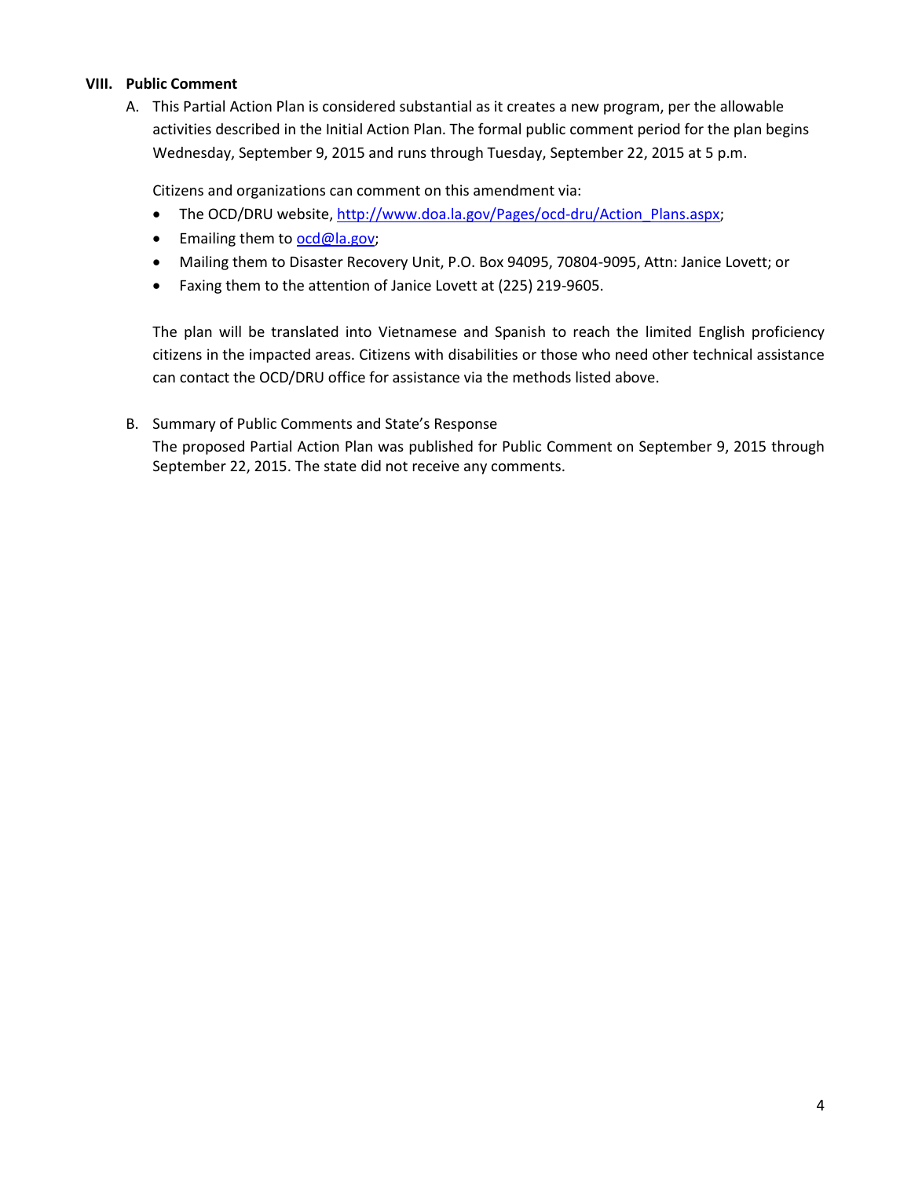## VIII. Public Comment

A. This Partial Action Plan is considered substantial as it creates a new program, per the allowable activities described in the Initial Action Plan. The formal public comment period for the plan begins Wednesday, September 9, 2015 and runs through Tuesday, September 22, 2015 at 5 p.m.

   Citizens and organizations can comment on this amendment via:

   - The OCD/DRU website, http://www.doa.la.gov/Pages/ocd-dru/Action_Plans.aspx;
   - Emailing them to ocd@la.gov;
   - Mailing them to Disaster Recovery Unit, P.O. Box 94095, 70804-9095, Attn: Janice Lovett; or
   - Faxing them to the attention of Janice Lovett at (225) 219-9605.

   The plan will be translated into Vietnamese and Spanish to reach the limited English proficiency citizens in the impacted areas. Citizens with disabilities or those who need other technical assistance can contact the OCD/DRU office for assistance via the methods listed above.

B. Summary of Public Comments and State's Response

   The proposed Partial Action Plan was published for Public Comment on September 9, 2015 through September 22, 2015. The state did not receive any comments.